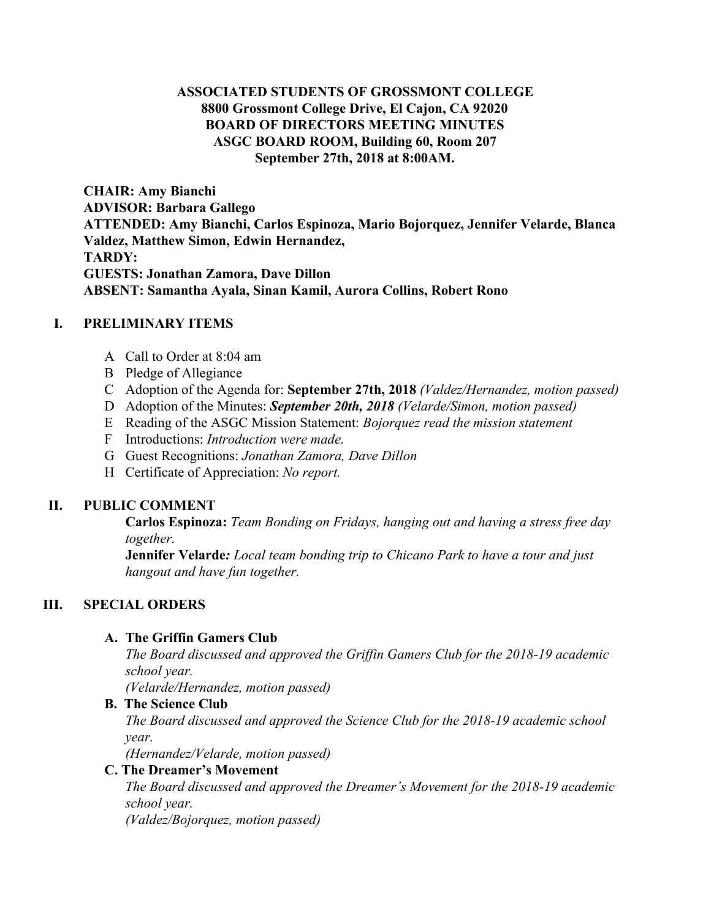**ASSOCIATED STUDENTS OF GROSSMONT COLLEGE**
**8800 Grossmont College Drive, El Cajon, CA 92020**
**BOARD OF DIRECTORS MEETING MINUTES**
**ASGC BOARD ROOM, Building 60, Room 207**
**September 27th, 2018 at 8:00AM.**

**CHAIR: Amy Bianchi**
**ADVISOR: Barbara Gallego**
**ATTENDED: Amy Bianchi, Carlos Espinoza, Mario Bojorquez, Jennifer Velarde, Blanca Valdez, Matthew Simon, Edwin Hernandez,**
**TARDY:**
**GUESTS: Jonathan Zamora, Dave Dillon**
**ABSENT: Samantha Ayala, Sinan Kamil, Aurora Collins, Robert Rono**

## I. PRELIMINARY ITEMS

A Call to Order at 8:04 am
B Pledge of Allegiance
C Adoption of the Agenda for: **September 27th, 2018** *(Valdez/Hernandez, motion passed)*
D Adoption of the Minutes: ***September 20th, 2018*** *(Velarde/Simon, motion passed)*
E Reading of the ASGC Mission Statement: *Bojorquez read the mission statement*
F Introductions: *Introduction were made.*
G Guest Recognitions: *Jonathan Zamora, Dave Dillon*
H Certificate of Appreciation: *No report.*

## II. PUBLIC COMMENT

**Carlos Espinoza:** *Team Bonding on Fridays, hanging out and having a stress free day together.*

**Jennifer Velarde***: Local team bonding trip to Chicano Park to have a tour and just hangout and have fun together.*

## III. SPECIAL ORDERS

**A. The Griffin Gamers Club**
*The Board discussed and approved the Griffin Gamers Club for the 2018-19 academic school year.*
*(Velarde/Hernandez, motion passed)*

**B. The Science Club**
*The Board discussed and approved the Science Club for the 2018-19 academic school year.*
*(Hernandez/Velarde, motion passed)*

**C. The Dreamer's Movement**
*The Board discussed and approved the Dreamer's Movement for the 2018-19 academic school year.*
*(Valdez/Bojorquez, motion passed)*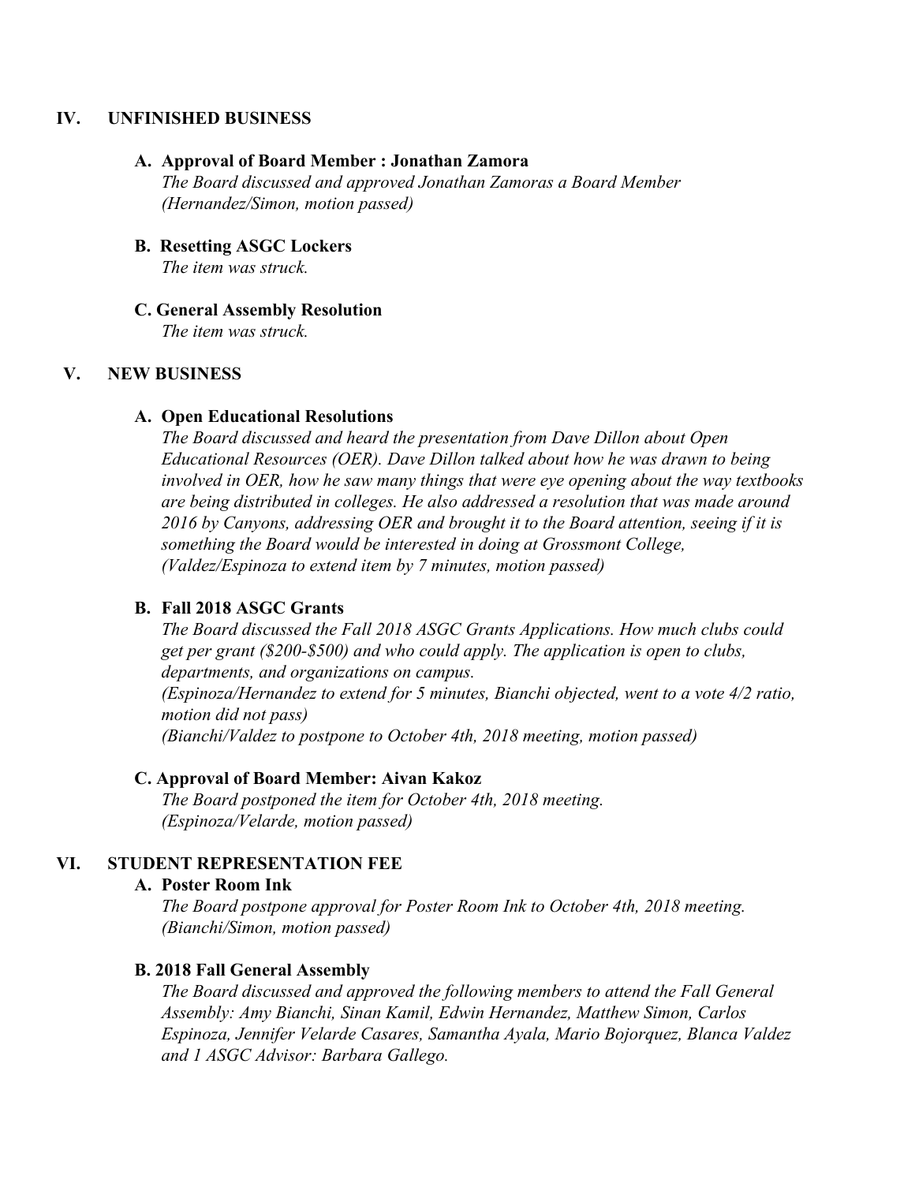## IV. UNFINISHED BUSINESS

### A. Approval of Board Member : Jonathan Zamora

*The Board discussed and approved Jonathan Zamoras a Board Member (Hernandez/Simon, motion passed)*

### B. Resetting ASGC Lockers

*The item was struck.*

### C. General Assembly Resolution

*The item was struck.*

## V. NEW BUSINESS

### A. Open Educational Resolutions

*The Board discussed and heard the presentation from Dave Dillon about Open Educational Resources (OER). Dave Dillon talked about how he was drawn to being involved in OER, how he saw many things that were eye opening about the way textbooks are being distributed in colleges. He also addressed a resolution that was made around 2016 by Canyons, addressing OER and brought it to the Board attention, seeing if it is something the Board would be interested in doing at Grossmont College, (Valdez/Espinoza to extend item by 7 minutes, motion passed)*

### B. Fall 2018 ASGC Grants

*The Board discussed the Fall 2018 ASGC Grants Applications. How much clubs could get per grant ($200-$500) and who could apply. The application is open to clubs, departments, and organizations on campus.*

*(Espinoza/Hernandez to extend for 5 minutes, Bianchi objected, went to a vote 4/2 ratio, motion did not pass)*

*(Bianchi/Valdez to postpone to October 4th, 2018 meeting, motion passed)*

### C. Approval of Board Member: Aivan Kakoz

*The Board postponed the item for October 4th, 2018 meeting. (Espinoza/Velarde, motion passed)*

## VI. STUDENT REPRESENTATION FEE

### A. Poster Room Ink

*The Board postpone approval for Poster Room Ink to October 4th, 2018 meeting. (Bianchi/Simon, motion passed)*

### B. 2018 Fall General Assembly

*The Board discussed and approved the following members to attend the Fall General Assembly: Amy Bianchi, Sinan Kamil, Edwin Hernandez, Matthew Simon, Carlos Espinoza, Jennifer Velarde Casares, Samantha Ayala, Mario Bojorquez, Blanca Valdez and 1 ASGC Advisor: Barbara Gallego.*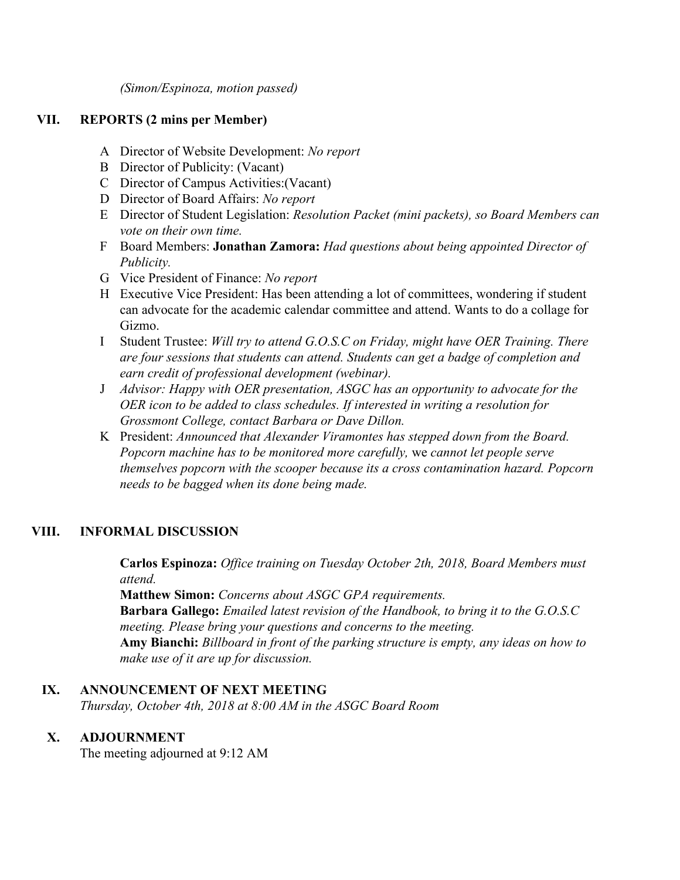*(Simon/Espinoza, motion passed)*

## VII. REPORTS (2 mins per Member)

A. Director of Website Development: *No report*
B. Director of Publicity: (Vacant)
C. Director of Campus Activities:(Vacant)
D. Director of Board Affairs: *No report*
E. Director of Student Legislation: *Resolution Packet (mini packets), so Board Members can vote on their own time.*
F. Board Members: **Jonathan Zamora:** *Had questions about being appointed Director of Publicity.*
G. Vice President of Finance: *No report*
H. Executive Vice President: Has been attending a lot of committees, wondering if student can advocate for the academic calendar committee and attend. Wants to do a collage for Gizmo.
I. Student Trustee: *Will try to attend G.O.S.C on Friday, might have OER Training. There are four sessions that students can attend. Students can get a badge of completion and earn credit of professional development (webinar).*
J. *Advisor: Happy with OER presentation, ASGC has an opportunity to advocate for the OER icon to be added to class schedules. If interested in writing a resolution for Grossmont College, contact Barbara or Dave Dillon.*
K. President: *Announced that Alexander Viramontes has stepped down from the Board. Popcorn machine has to be monitored more carefully,* we *cannot let people serve themselves popcorn with the scooper because its a cross contamination hazard. Popcorn needs to be bagged when its done being made.*

## VIII. INFORMAL DISCUSSION

**Carlos Espinoza:** *Office training on Tuesday October 2th, 2018, Board Members must attend.*
**Matthew Simon:** *Concerns about ASGC GPA requirements.*
**Barbara Gallego:** *Emailed latest revision of the Handbook, to bring it to the G.O.S.C meeting. Please bring your questions and concerns to the meeting.*
**Amy Bianchi:** *Billboard in front of the parking structure is empty, any ideas on how to make use of it are up for discussion.*

## IX. ANNOUNCEMENT OF NEXT MEETING

*Thursday, October 4th, 2018 at 8:00 AM in the ASGC Board Room*

## X. ADJOURNMENT

The meeting adjourned at 9:12 AM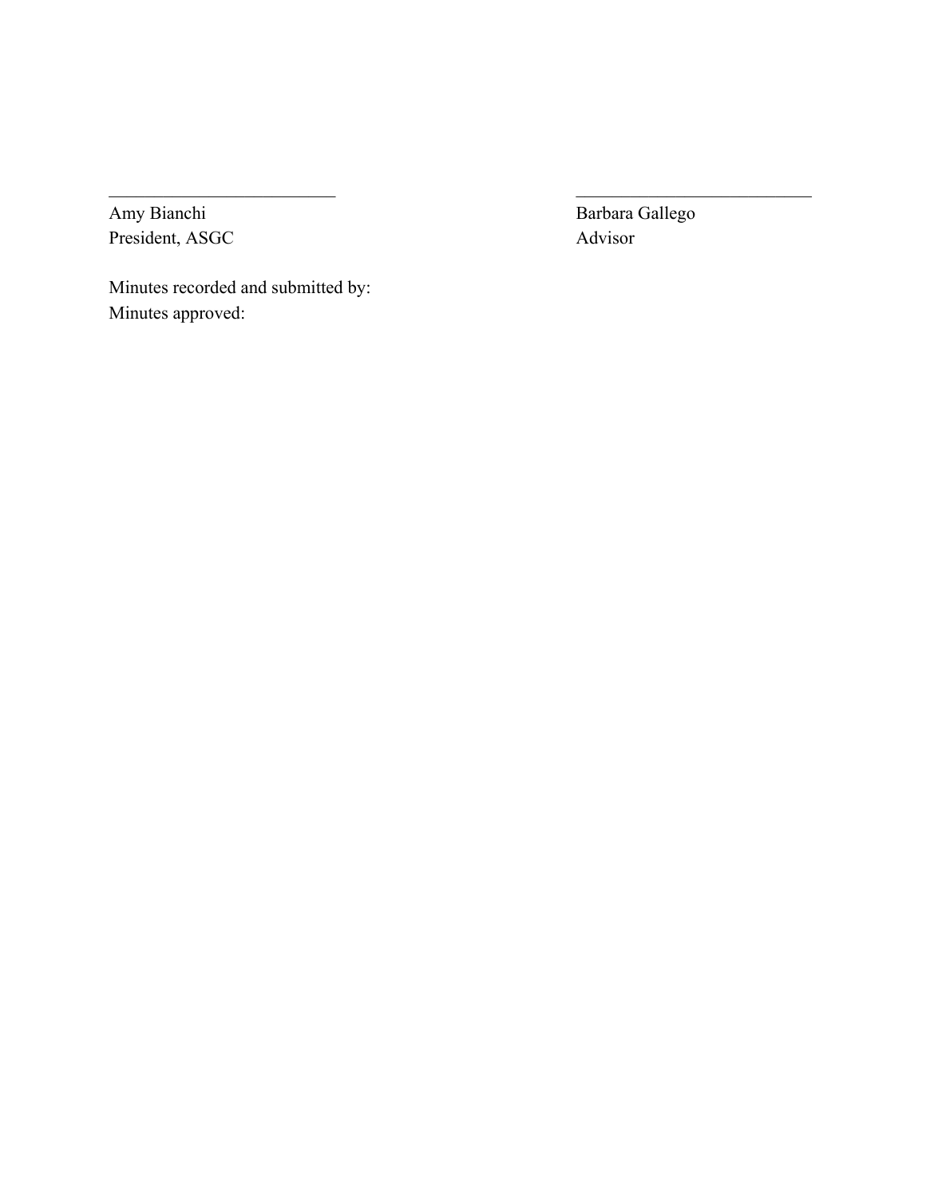\_\_\_\_\_\_\_\_\_\_\_\_\_\_\_\_\_\_\_\_\_\_\_\_\_\_
Amy Bianchi
President, ASGC

\_\_\_\_\_\_\_\_\_\_\_\_\_\_\_\_\_\_\_\_\_\_\_\_\_\_
Barbara Gallego
Advisor

Minutes recorded and submitted by:
Minutes approved: